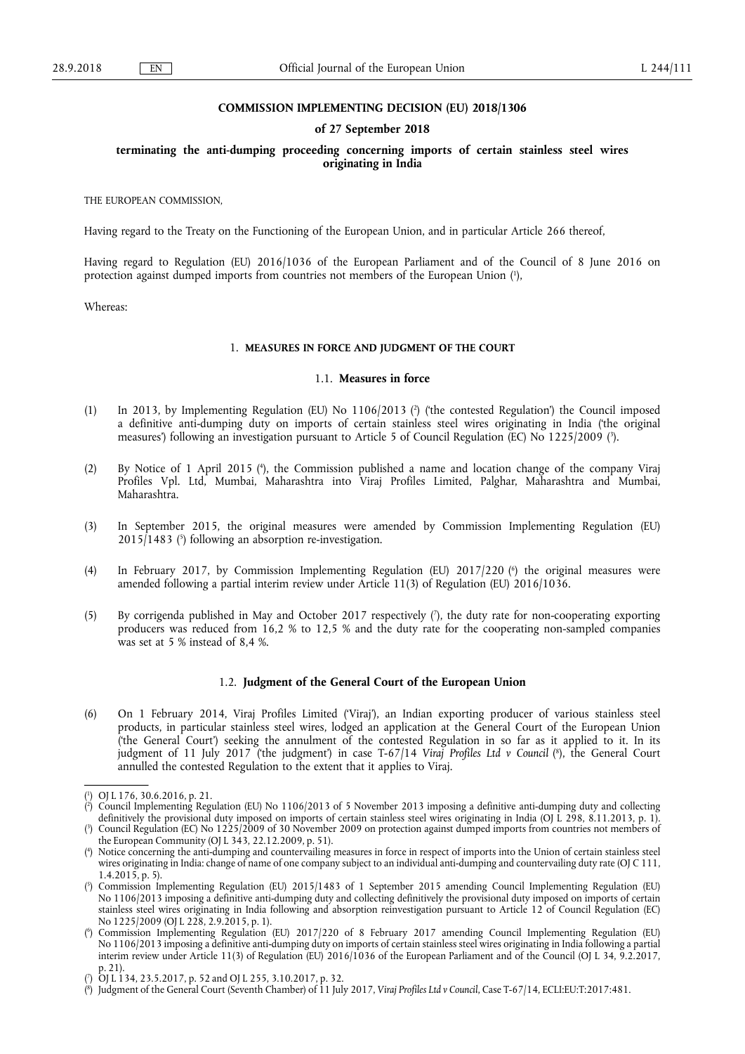**COMMISSION IMPLEMENTING DECISION (EU) 2018/1306**

**of 27 September 2018**

**terminating the anti-dumping proceeding concerning imports of certain stainless steel wires originating in India**

THE EUROPEAN COMMISSION,

Having regard to the Treaty on the Functioning of the European Union, and in particular Article 266 thereof,

Having regard to Regulation (EU) 2016/1036 of the European Parliament and of the Council of 8 June 2016 on protection against dumped imports from countries not members of the European Union [1],

Whereas:

## 1. MEASURES IN FORCE AND JUDGMENT OF THE COURT

### 1.1. Measures in force

(1) In 2013, by Implementing Regulation (EU) No 1106/2013 [2] ('the contested Regulation') the Council imposed a definitive anti-dumping duty on imports of certain stainless steel wires originating in India ('the original measures') following an investigation pursuant to Article 5 of Council Regulation (EC) No 1225/2009 [3].

(2) By Notice of 1 April 2015 [4], the Commission published a name and location change of the company Viraj Profiles Vpl. Ltd, Mumbai, Maharashtra into Viraj Profiles Limited, Palghar, Maharashtra and Mumbai, Maharashtra.

(3) In September 2015, the original measures were amended by Commission Implementing Regulation (EU) 2015/1483 [5] following an absorption re-investigation.

(4) In February 2017, by Commission Implementing Regulation (EU) 2017/220 [6] the original measures were amended following a partial interim review under Article 11(3) of Regulation (EU) 2016/1036.

(5) By corrigenda published in May and October 2017 respectively [7], the duty rate for non-cooperating exporting producers was reduced from 16,2 % to 12,5 % and the duty rate for the cooperating non-sampled companies was set at 5 % instead of 8,4 %.

### 1.2. Judgment of the General Court of the European Union

(6) On 1 February 2014, Viraj Profiles Limited ('Viraj'), an Indian exporting producer of various stainless steel products, in particular stainless steel wires, lodged an application at the General Court of the European Union ('the General Court') seeking the annulment of the contested Regulation in so far as it applied to it. In its judgment of 11 July 2017 ('the judgment') in case T-67/14 *Viraj Profiles Ltd v Council* [8], the General Court annulled the contested Regulation to the extent that it applies to Viraj.

---

[1] OJ L 176, 30.6.2016, p. 21.

[2] Council Implementing Regulation (EU) No 1106/2013 of 5 November 2013 imposing a definitive anti-dumping duty and collecting definitively the provisional duty imposed on imports of certain stainless steel wires originating in India (OJ L 298, 8.11.2013, p. 1).

[3] Council Regulation (EC) No 1225/2009 of 30 November 2009 on protection against dumped imports from countries not members of the European Community (OJ L 343, 22.12.2009, p. 51).

[4] Notice concerning the anti-dumping and countervailing measures in force in respect of imports into the Union of certain stainless steel wires originating in India: change of name of one company subject to an individual anti-dumping and countervailing duty rate (OJ C 111, 1.4.2015, p. 5).

[5] Commission Implementing Regulation (EU) 2015/1483 of 1 September 2015 amending Council Implementing Regulation (EU) No 1106/2013 imposing a definitive anti-dumping duty and collecting definitively the provisional duty imposed on imports of certain stainless steel wires originating in India following and absorption reinvestigation pursuant to Article 12 of Council Regulation (EC) No 1225/2009 (OJ L 228, 2.9.2015, p. 1).

[6] Commission Implementing Regulation (EU) 2017/220 of 8 February 2017 amending Council Implementing Regulation (EU) No 1106/2013 imposing a definitive anti-dumping duty on imports of certain stainless steel wires originating in India following a partial interim review under Article 11(3) of Regulation (EU) 2016/1036 of the European Parliament and of the Council (OJ L 34, 9.2.2017, p. 21).

[7] OJ L 134, 23.5.2017, p. 52 and OJ L 255, 3.10.2017, p. 32.

[8] Judgment of the General Court (Seventh Chamber) of 11 July 2017, *Viraj Profiles Ltd v Council*, Case T-67/14, ECLI:EU:T:2017:481.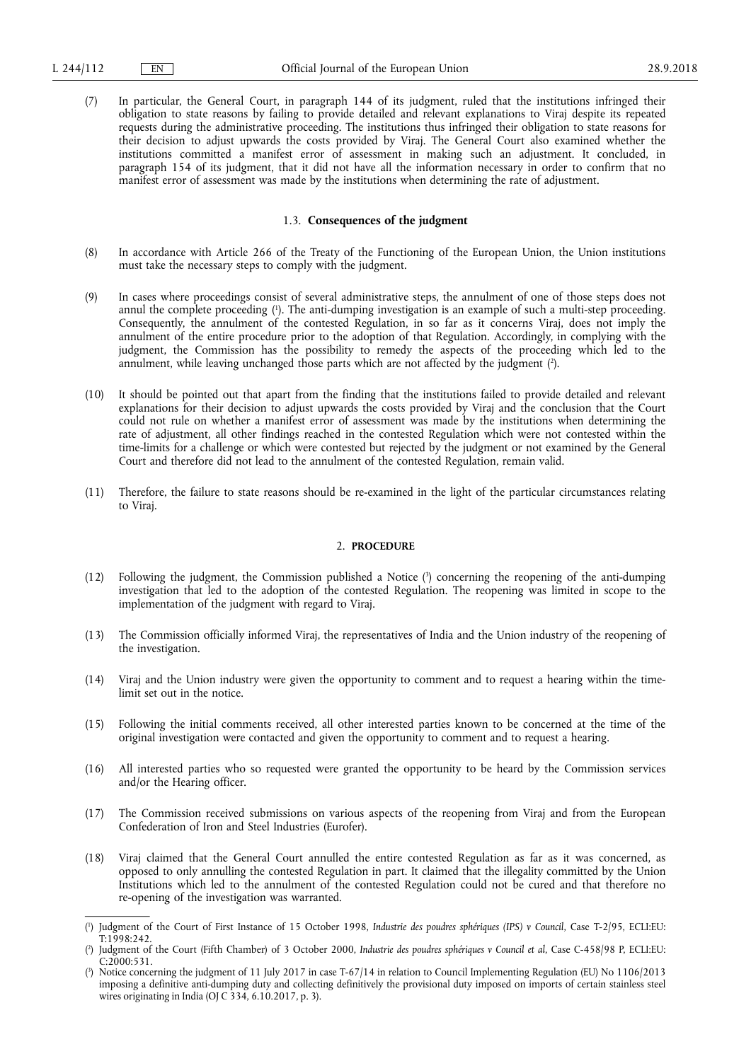(7) In particular, the General Court, in paragraph 144 of its judgment, ruled that the institutions infringed their obligation to state reasons by failing to provide detailed and relevant explanations to Viraj despite its repeated requests during the administrative proceeding. The institutions thus infringed their obligation to state reasons for their decision to adjust upwards the costs provided by Viraj. The General Court also examined whether the institutions committed a manifest error of assessment in making such an adjustment. It concluded, in paragraph 154 of its judgment, that it did not have all the information necessary in order to confirm that no manifest error of assessment was made by the institutions when determining the rate of adjustment.

### 1.3. **Consequences of the judgment**

(8) In accordance with Article 266 of the Treaty of the Functioning of the European Union, the Union institutions must take the necessary steps to comply with the judgment.

(9) In cases where proceedings consist of several administrative steps, the annulment of one of those steps does not annul the complete proceeding [1]. The anti-dumping investigation is an example of such a multi-step proceeding. Consequently, the annulment of the contested Regulation, in so far as it concerns Viraj, does not imply the annulment of the entire procedure prior to the adoption of that Regulation. Accordingly, in complying with the judgment, the Commission has the possibility to remedy the aspects of the proceeding which led to the annulment, while leaving unchanged those parts which are not affected by the judgment [2].

(10) It should be pointed out that apart from the finding that the institutions failed to provide detailed and relevant explanations for their decision to adjust upwards the costs provided by Viraj and the conclusion that the Court could not rule on whether a manifest error of assessment was made by the institutions when determining the rate of adjustment, all other findings reached in the contested Regulation which were not contested within the time-limits for a challenge or which were contested but rejected by the judgment or not examined by the General Court and therefore did not lead to the annulment of the contested Regulation, remain valid.

(11) Therefore, the failure to state reasons should be re-examined in the light of the particular circumstances relating to Viraj.

## 2. **PROCEDURE**

(12) Following the judgment, the Commission published a Notice [3] concerning the reopening of the anti-dumping investigation that led to the adoption of the contested Regulation. The reopening was limited in scope to the implementation of the judgment with regard to Viraj.

(13) The Commission officially informed Viraj, the representatives of India and the Union industry of the reopening of the investigation.

(14) Viraj and the Union industry were given the opportunity to comment and to request a hearing within the time-limit set out in the notice.

(15) Following the initial comments received, all other interested parties known to be concerned at the time of the original investigation were contacted and given the opportunity to comment and to request a hearing.

(16) All interested parties who so requested were granted the opportunity to be heard by the Commission services and/or the Hearing officer.

(17) The Commission received submissions on various aspects of the reopening from Viraj and from the European Confederation of Iron and Steel Industries (Eurofer).

(18) Viraj claimed that the General Court annulled the entire contested Regulation as far as it was concerned, as opposed to only annulling the contested Regulation in part. It claimed that the illegality committed by the Union Institutions which led to the annulment of the contested Regulation could not be cured and that therefore no re-opening of the investigation was warranted.

---

[1] Judgment of the Court of First Instance of 15 October 1998, *Industrie des poudres sphériques (IPS) v Council*, Case T-2/95, ECLI:EU:T:1998:242.

[2] Judgment of the Court (Fifth Chamber) of 3 October 2000, *Industrie des poudres sphériques v Council et al*, Case C-458/98 P, ECLI:EU:C:2000:531.

[3] Notice concerning the judgment of 11 July 2017 in case T-67/14 in relation to Council Implementing Regulation (EU) No 1106/2013 imposing a definitive anti-dumping duty and collecting definitively the provisional duty imposed on imports of certain stainless steel wires originating in India (OJ C 334, 6.10.2017, p. 3).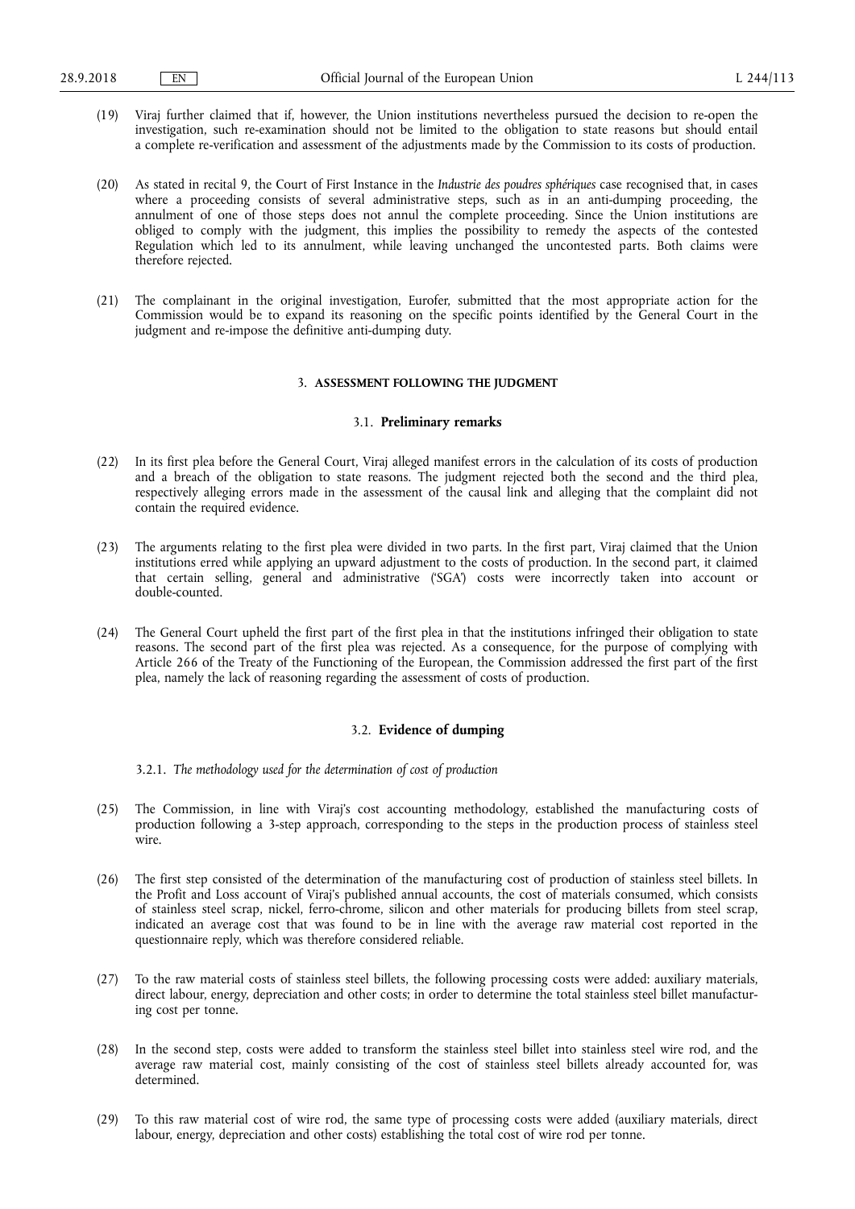(19) Viraj further claimed that if, however, the Union institutions nevertheless pursued the decision to re-open the investigation, such re-examination should not be limited to the obligation to state reasons but should entail a complete re-verification and assessment of the adjustments made by the Commission to its costs of production.

(20) As stated in recital 9, the Court of First Instance in the *Industrie des poudres sphériques* case recognised that, in cases where a proceeding consists of several administrative steps, such as in an anti-dumping proceeding, the annulment of one of those steps does not annul the complete proceeding. Since the Union institutions are obliged to comply with the judgment, this implies the possibility to remedy the aspects of the contested Regulation which led to its annulment, while leaving unchanged the uncontested parts. Both claims were therefore rejected.

(21) The complainant in the original investigation, Eurofer, submitted that the most appropriate action for the Commission would be to expand its reasoning on the specific points identified by the General Court in the judgment and re-impose the definitive anti-dumping duty.

## 3. ASSESSMENT FOLLOWING THE JUDGMENT

### 3.1. Preliminary remarks

(22) In its first plea before the General Court, Viraj alleged manifest errors in the calculation of its costs of production and a breach of the obligation to state reasons. The judgment rejected both the second and the third plea, respectively alleging errors made in the assessment of the causal link and alleging that the complaint did not contain the required evidence.

(23) The arguments relating to the first plea were divided in two parts. In the first part, Viraj claimed that the Union institutions erred while applying an upward adjustment to the costs of production. In the second part, it claimed that certain selling, general and administrative ('SGA') costs were incorrectly taken into account or double-counted.

(24) The General Court upheld the first part of the first plea in that the institutions infringed their obligation to state reasons. The second part of the first plea was rejected. As a consequence, for the purpose of complying with Article 266 of the Treaty of the Functioning of the European, the Commission addressed the first part of the first plea, namely the lack of reasoning regarding the assessment of costs of production.

### 3.2. Evidence of dumping

#### 3.2.1. *The methodology used for the determination of cost of production*

(25) The Commission, in line with Viraj's cost accounting methodology, established the manufacturing costs of production following a 3-step approach, corresponding to the steps in the production process of stainless steel wire.

(26) The first step consisted of the determination of the manufacturing cost of production of stainless steel billets. In the Profit and Loss account of Viraj's published annual accounts, the cost of materials consumed, which consists of stainless steel scrap, nickel, ferro-chrome, silicon and other materials for producing billets from steel scrap, indicated an average cost that was found to be in line with the average raw material cost reported in the questionnaire reply, which was therefore considered reliable.

(27) To the raw material costs of stainless steel billets, the following processing costs were added: auxiliary materials, direct labour, energy, depreciation and other costs; in order to determine the total stainless steel billet manufacturing cost per tonne.

(28) In the second step, costs were added to transform the stainless steel billet into stainless steel wire rod, and the average raw material cost, mainly consisting of the cost of stainless steel billets already accounted for, was determined.

(29) To this raw material cost of wire rod, the same type of processing costs were added (auxiliary materials, direct labour, energy, depreciation and other costs) establishing the total cost of wire rod per tonne.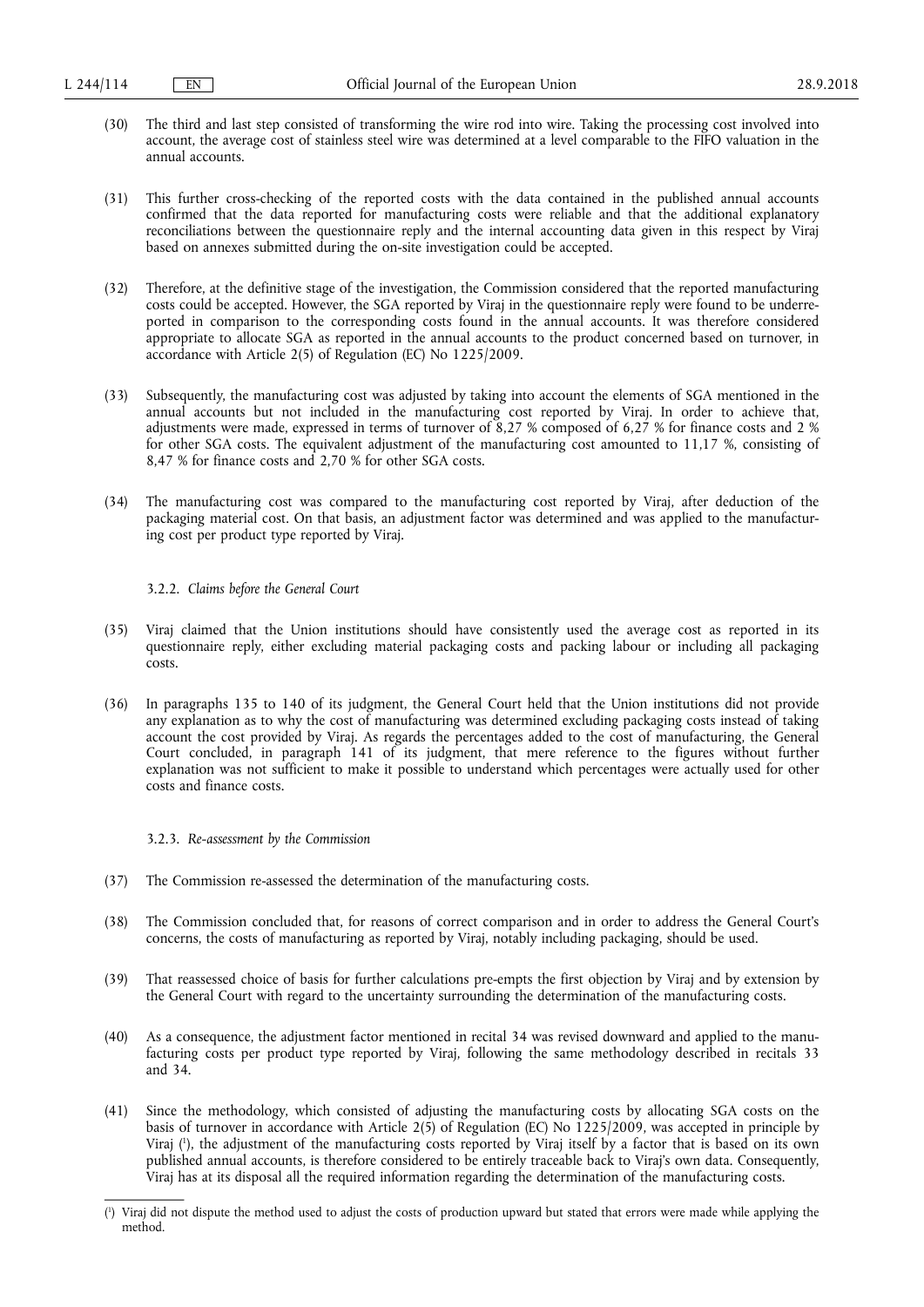(30) The third and last step consisted of transforming the wire rod into wire. Taking the processing cost involved into account, the average cost of stainless steel wire was determined at a level comparable to the FIFO valuation in the annual accounts.

(31) This further cross-checking of the reported costs with the data contained in the published annual accounts confirmed that the data reported for manufacturing costs were reliable and that the additional explanatory reconciliations between the questionnaire reply and the internal accounting data given in this respect by Viraj based on annexes submitted during the on-site investigation could be accepted.

(32) Therefore, at the definitive stage of the investigation, the Commission considered that the reported manufacturing costs could be accepted. However, the SGA reported by Viraj in the questionnaire reply were found to be underreported in comparison to the corresponding costs found in the annual accounts. It was therefore considered appropriate to allocate SGA as reported in the annual accounts to the product concerned based on turnover, in accordance with Article 2(5) of Regulation (EC) No 1225/2009.

(33) Subsequently, the manufacturing cost was adjusted by taking into account the elements of SGA mentioned in the annual accounts but not included in the manufacturing cost reported by Viraj. In order to achieve that, adjustments were made, expressed in terms of turnover of 8,27 % composed of 6,27 % for finance costs and 2 % for other SGA costs. The equivalent adjustment of the manufacturing cost amounted to 11,17 %, consisting of 8,47 % for finance costs and 2,70 % for other SGA costs.

(34) The manufacturing cost was compared to the manufacturing cost reported by Viraj, after deduction of the packaging material cost. On that basis, an adjustment factor was determined and was applied to the manufacturing cost per product type reported by Viraj.

### 3.2.2. *Claims before the General Court*

(35) Viraj claimed that the Union institutions should have consistently used the average cost as reported in its questionnaire reply, either excluding material packaging costs and packing labour or including all packaging costs.

(36) In paragraphs 135 to 140 of its judgment, the General Court held that the Union institutions did not provide any explanation as to why the cost of manufacturing was determined excluding packaging costs instead of taking account the cost provided by Viraj. As regards the percentages added to the cost of manufacturing, the General Court concluded, in paragraph 141 of its judgment, that mere reference to the figures without further explanation was not sufficient to make it possible to understand which percentages were actually used for other costs and finance costs.

### 3.2.3. *Re-assessment by the Commission*

(37) The Commission re-assessed the determination of the manufacturing costs.

(38) The Commission concluded that, for reasons of correct comparison and in order to address the General Court's concerns, the costs of manufacturing as reported by Viraj, notably including packaging, should be used.

(39) That reassessed choice of basis for further calculations pre-empts the first objection by Viraj and by extension by the General Court with regard to the uncertainty surrounding the determination of the manufacturing costs.

(40) As a consequence, the adjustment factor mentioned in recital 34 was revised downward and applied to the manufacturing costs per product type reported by Viraj, following the same methodology described in recitals 33 and 34.

(41) Since the methodology, which consisted of adjusting the manufacturing costs by allocating SGA costs on the basis of turnover in accordance with Article 2(5) of Regulation (EC) No 1225/2009, was accepted in principle by Viraj [1], the adjustment of the manufacturing costs reported by Viraj itself by a factor that is based on its own published annual accounts, is therefore considered to be entirely traceable back to Viraj's own data. Consequently, Viraj has at its disposal all the required information regarding the determination of the manufacturing costs.

---

[1] Viraj did not dispute the method used to adjust the costs of production upward but stated that errors were made while applying the method.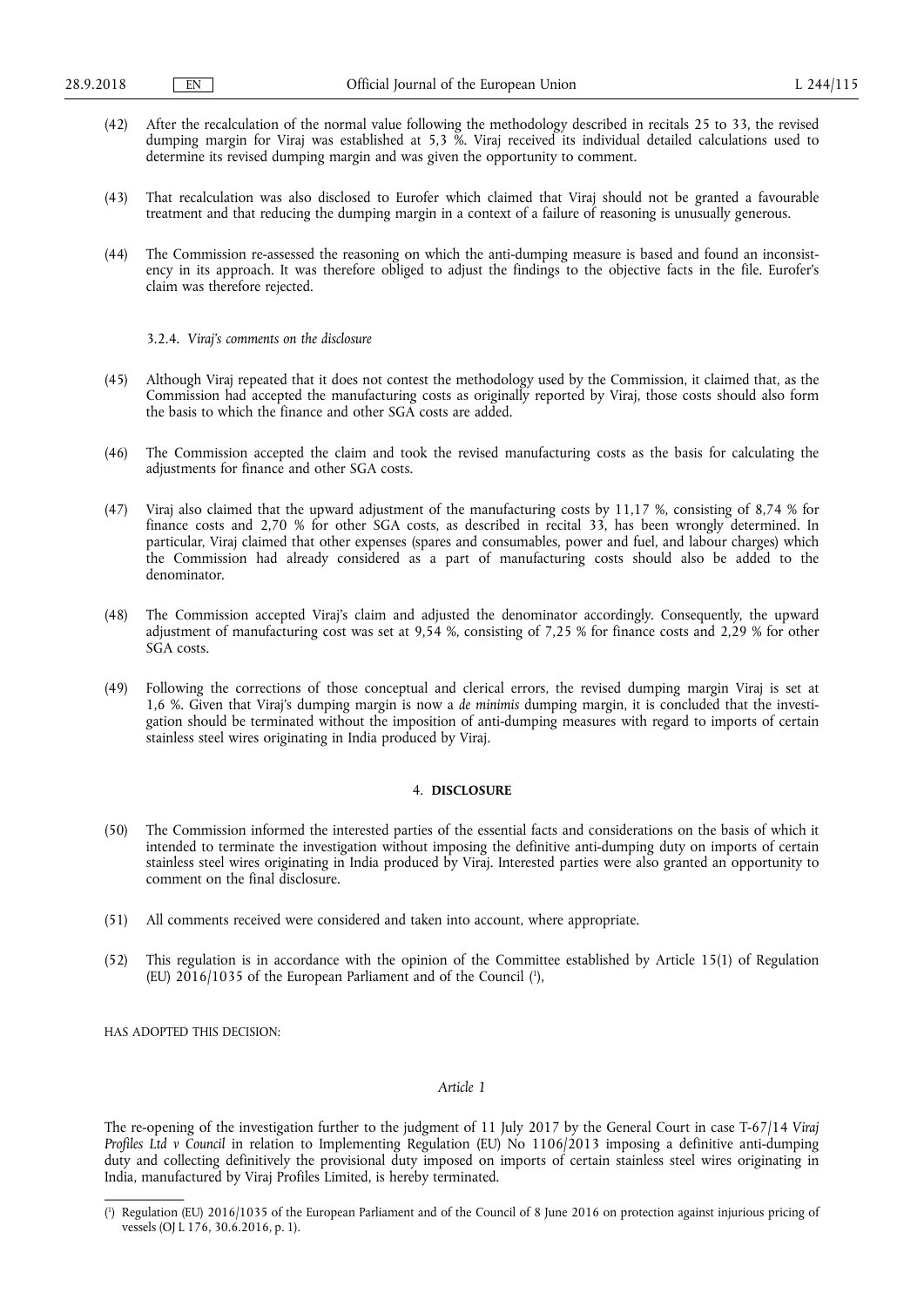(42) After the recalculation of the normal value following the methodology described in recitals 25 to 33, the revised dumping margin for Viraj was established at 5,3 %. Viraj received its individual detailed calculations used to determine its revised dumping margin and was given the opportunity to comment.

(43) That recalculation was also disclosed to Eurofer which claimed that Viraj should not be granted a favourable treatment and that reducing the dumping margin in a context of a failure of reasoning is unusually generous.

(44) The Commission re-assessed the reasoning on which the anti-dumping measure is based and found an inconsistency in its approach. It was therefore obliged to adjust the findings to the objective facts in the file. Eurofer's claim was therefore rejected.

3.2.4. *Viraj's comments on the disclosure*

(45) Although Viraj repeated that it does not contest the methodology used by the Commission, it claimed that, as the Commission had accepted the manufacturing costs as originally reported by Viraj, those costs should also form the basis to which the finance and other SGA costs are added.

(46) The Commission accepted the claim and took the revised manufacturing costs as the basis for calculating the adjustments for finance and other SGA costs.

(47) Viraj also claimed that the upward adjustment of the manufacturing costs by 11,17 %, consisting of 8,74 % for finance costs and 2,70 % for other SGA costs, as described in recital 33, has been wrongly determined. In particular, Viraj claimed that other expenses (spares and consumables, power and fuel, and labour charges) which the Commission had already considered as a part of manufacturing costs should also be added to the denominator.

(48) The Commission accepted Viraj's claim and adjusted the denominator accordingly. Consequently, the upward adjustment of manufacturing cost was set at 9,54 %, consisting of 7,25 % for finance costs and 2,29 % for other SGA costs.

(49) Following the corrections of those conceptual and clerical errors, the revised dumping margin Viraj is set at 1,6 %. Given that Viraj's dumping margin is now a *de minimis* dumping margin, it is concluded that the investigation should be terminated without the imposition of anti-dumping measures with regard to imports of certain stainless steel wires originating in India produced by Viraj.

## 4. DISCLOSURE

(50) The Commission informed the interested parties of the essential facts and considerations on the basis of which it intended to terminate the investigation without imposing the definitive anti-dumping duty on imports of certain stainless steel wires originating in India produced by Viraj. Interested parties were also granted an opportunity to comment on the final disclosure.

(51) All comments received were considered and taken into account, where appropriate.

(52) This regulation is in accordance with the opinion of the Committee established by Article 15(1) of Regulation (EU) 2016/1035 of the European Parliament and of the Council [1],

HAS ADOPTED THIS DECISION:

*Article 1*

The re-opening of the investigation further to the judgment of 11 July 2017 by the General Court in case T-67/14 *Viraj Profiles Ltd v Council* in relation to Implementing Regulation (EU) No 1106/2013 imposing a definitive anti-dumping duty and collecting definitively the provisional duty imposed on imports of certain stainless steel wires originating in India, manufactured by Viraj Profiles Limited, is hereby terminated.

[1] Regulation (EU) 2016/1035 of the European Parliament and of the Council of 8 June 2016 on protection against injurious pricing of vessels (OJ L 176, 30.6.2016, p. 1).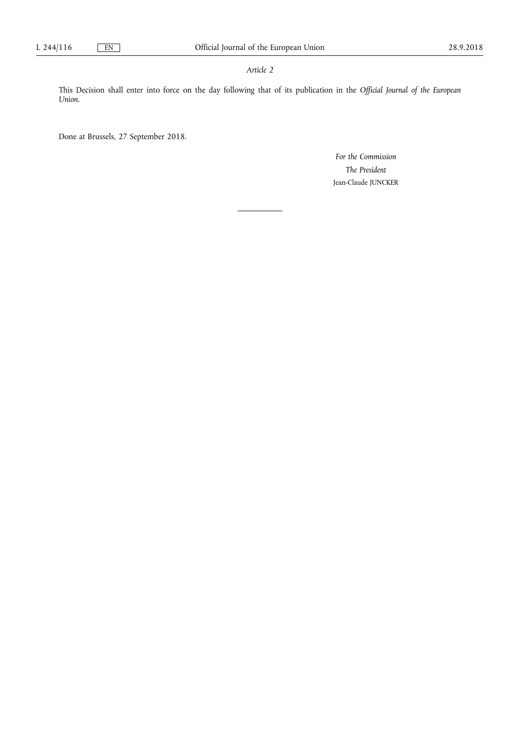*Article 2*

This Decision shall enter into force on the day following that of its publication in the *Official Journal of the European Union*.

Done at Brussels, 27 September 2018.

*For the Commission*

*The President*

Jean-Claude JUNCKER